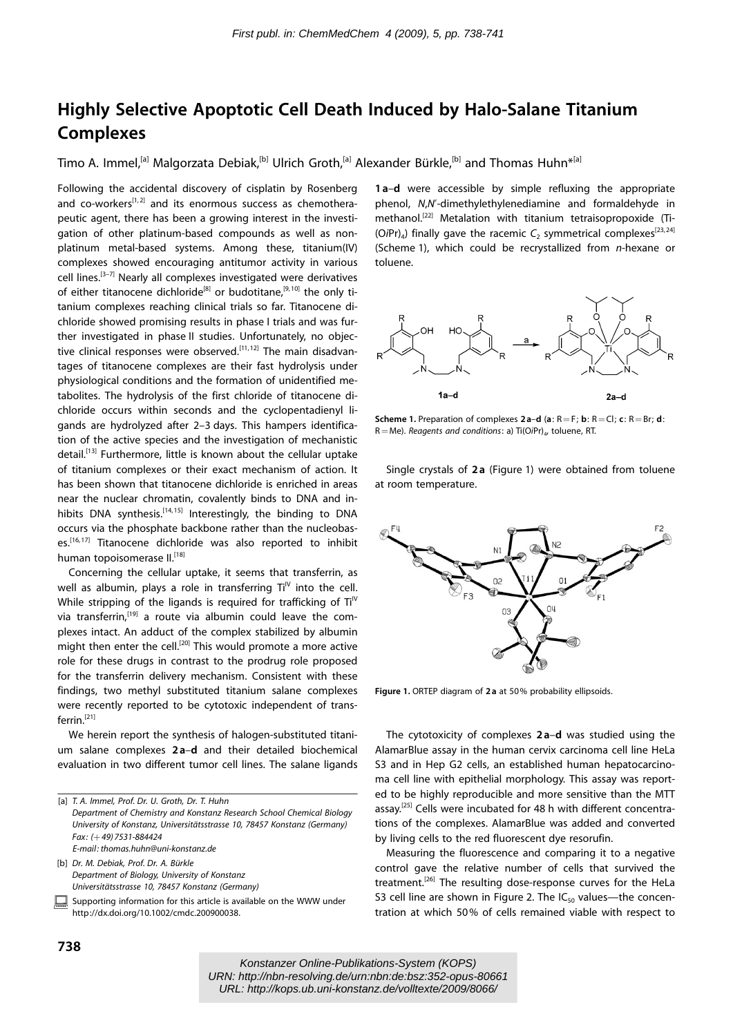First publ. in: ChemMedChem 4 (2009), 5, pp. 738-741

# Highly Selective Apoptotic Cell Death Induced by Halo-Salane Titanium Complexes

Timo A. Immel,[a] Malgorzata Debiak,[b] Ulrich Groth,[a] Alexander Bürkle,[b] and Thomas Huhn*[a]

Following the accidental discovery of cisplatin by Rosenberg and co-workers[1,2] and its enormous success as chemotherapeutic agent, there has been a growing interest in the investigation of other platinum-based compounds as well as non-platinum metal-based systems. Among these, titanium(IV) complexes showed encouraging antitumor activity in various cell lines.[3–7] Nearly all complexes investigated were derivatives of either titanocene dichloride[8] or budotitane,[9,10] the only titanium complexes reaching clinical trials so far. Titanocene dichloride showed promising results in phase I trials and was further investigated in phase II studies. Unfortunately, no objective clinical responses were observed.[11,12] The main disadvantages of titanocene complexes are their fast hydrolysis under physiological conditions and the formation of unidentified metabolites. The hydrolysis of the first chloride of titanocene dichloride occurs within seconds and the cyclopentadienyl ligands are hydrolyzed after 2–3 days. This hampers identification of the active species and the investigation of mechanistic detail.[13] Furthermore, little is known about the cellular uptake of titanium complexes or their exact mechanism of action. It has been shown that titanocene dichloride is enriched in areas near the nuclear chromatin, covalently binds to DNA and inhibits DNA synthesis.[14,15] Interestingly, the binding to DNA occurs via the phosphate backbone rather than the nucleobases.[16,17] Titanocene dichloride was also reported to inhibit human topoisomerase II.[18]

Concerning the cellular uptake, it seems that transferrin, as well as albumin, plays a role in transferring $Ti^{IV}$ into the cell. While stripping of the ligands is required for trafficking of $Ti^{IV}$ via transferrin,[19] a route via albumin could leave the complexes intact. An adduct of the complex stabilized by albumin might then enter the cell.[20] This would promote a more active role for these drugs in contrast to the prodrug role proposed for the transferrin delivery mechanism. Consistent with these findings, two methyl substituted titanium salane complexes were recently reported to be cytotoxic independent of transferrin.[21]

We herein report the synthesis of halogen-substituted titanium salane complexes **2a–d** and their detailed biochemical evaluation in two different tumor cell lines. The salane ligands **1a–d** were accessible by simple refluxing the appropriate phenol, *N,N'*-dimethylethylenediamine and formaldehyde in methanol.[22] Metalation with titanium tetraisopropoxide ($Ti(OiPr)_4$) finally gave the racemic $C_2$ symmetrical complexes[23,24] (Scheme 1), which could be recrystallized from *n*-hexane or toluene.

**Scheme 1.** Preparation of complexes **2a–d** (**a**: R=F; **b**: R=Cl; **c**: R=Br; **d**: R=Me). *Reagents and conditions*: a) $Ti(OiPr)_4$, toluene, RT.

Single crystals of **2a** (Figure 1) were obtained from toluene at room temperature.

**Figure 1.** ORTEP diagram of **2a** at 50% probability ellipsoids.

The cytotoxicity of complexes **2a–d** was studied using the AlamarBlue assay in the human cervix carcinoma cell line HeLa S3 and in Hep G2 cells, an established human hepatocarcinoma cell line with epithelial morphology. This assay was reported to be highly reproducible and more sensitive than the MTT assay.[25] Cells were incubated for 48 h with different concentrations of the complexes. AlamarBlue was added and converted by living cells to the red fluorescent dye resorufin.

Measuring the fluorescence and comparing it to a negative control gave the relative number of cells that survived the treatment.[26] The resulting dose-response curves for the HeLa S3 cell line are shown in Figure 2. The $IC_{50}$ values—the concentration at which 50% of cells remained viable with respect to

[a] T. A. Immel, Prof. Dr. U. Groth, Dr. T. Huhn
Department of Chemistry and Konstanz Research School Chemical Biology
University of Konstanz, Universitätsstrasse 10, 78457 Konstanz (Germany)
Fax: (+49) 7531-884424
E-mail: thomas.huhn@uni-konstanz.de

[b] Dr. M. Debiak, Prof. Dr. A. Bürkle
Department of Biology, University of Konstanz
Universitätsstrasse 10, 78457 Konstanz (Germany)

Supporting information for this article is available on the WWW under http://dx.doi.org/10.1002/cmdc.200900038.

Konstanzer Online-Publikations-System (KOPS)
URN: http://nbn-resolving.de/urn:nbn:de:bsz:352-opus-80661
URL: http://kops.ub.uni-konstanz.de/volltexte/2009/8066/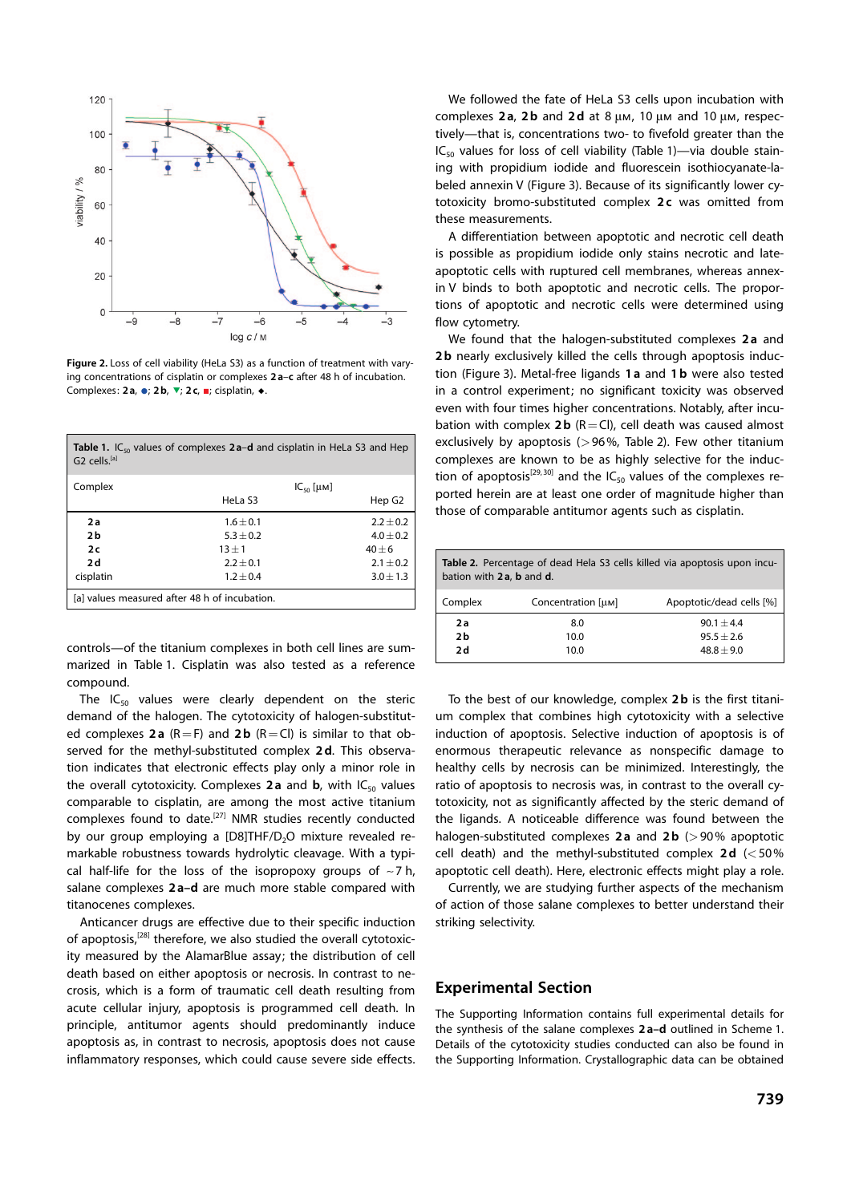Figure 2. Loss of cell viability (HeLa S3) as a function of treatment with varying concentrations of cisplatin or complexes **2a–c** after 48 h of incubation. Complexes: **2a**, ●; **2b**, ▼; **2c**, ■; cisplatin, ◆.

**Table 1.** $IC_{50}$ values of complexes **2a–d** and cisplatin in HeLa S3 and Hep G2 cells.[a]

| Complex | $IC_{50}$ [μM] HeLa S3 | $IC_{50}$ [μM] Hep G2 |
|---|---|---|
| **2a** | $1.6 \pm 0.1$ | $2.2 \pm 0.2$ |
| **2b** | $5.3 \pm 0.2$ | $4.0 \pm 0.2$ |
| **2c** | $13 \pm 1$ | $40 \pm 6$ |
| **2d** | $2.2 \pm 0.1$ | $2.1 \pm 0.2$ |
| cisplatin | $1.2 \pm 0.4$ | $3.0 \pm 1.3$ |

[a] values measured after 48 h of incubation.

controls—of the titanium complexes in both cell lines are summarized in Table 1. Cisplatin was also tested as a reference compound.

The $IC_{50}$ values were clearly dependent on the steric demand of the halogen. The cytotoxicity of halogen-substituted complexes **2a** (R=F) and **2b** (R=Cl) is similar to that observed for the methyl-substituted complex **2d**. This observation indicates that electronic effects play only a minor role in the overall cytotoxicity. Complexes **2a** and **b**, with $IC_{50}$ values comparable to cisplatin, are among the most active titanium complexes found to date.[27] NMR studies recently conducted by our group employing a [D8]THF/$D_2O$ mixture revealed remarkable robustness towards hydrolytic cleavage. With a typical half-life for the loss of the isopropoxy groups of ~7 h, salane complexes **2a–d** are much more stable compared with titanocenes complexes.

Anticancer drugs are effective due to their specific induction of apoptosis,[28] therefore, we also studied the overall cytotoxicity measured by the AlamarBlue assay; the distribution of cell death based on either apoptosis or necrosis. In contrast to necrosis, which is a form of traumatic cell death resulting from acute cellular injury, apoptosis is programmed cell death. In principle, antitumor agents should predominantly induce apoptosis as, in contrast to necrosis, apoptosis does not cause inflammatory responses, which could cause severe side effects.

We followed the fate of HeLa S3 cells upon incubation with complexes **2a**, **2b** and **2d** at 8 μM, 10 μM and 10 μM, respectively—that is, concentrations two- to fivefold greater than the $IC_{50}$ values for loss of cell viability (Table 1)—via double staining with propidium iodide and fluorescein isothiocyanate-labeled annexin V (Figure 3). Because of its significantly lower cytotoxicity bromo-substituted complex **2c** was omitted from these measurements.

A differentiation between apoptotic and necrotic cell death is possible as propidium iodide only stains necrotic and late-apoptotic cells with ruptured cell membranes, whereas annexin V binds to both apoptotic and necrotic cells. The proportions of apoptotic and necrotic cells were determined using flow cytometry.

We found that the halogen-substituted complexes **2a** and **2b** nearly exclusively killed the cells through apoptosis induction (Figure 3). Metal-free ligands **1a** and **1b** were also tested in a control experiment; no significant toxicity was observed even with four times higher concentrations. Notably, after incubation with complex **2b** (R=Cl), cell death was caused almost exclusively by apoptosis (>96%, Table 2). Few other titanium complexes are known to be as highly selective for the induction of apoptosis[29,30] and the $IC_{50}$ values of the complexes reported herein are at least one order of magnitude higher than those of comparable antitumor agents such as cisplatin.

**Table 2.** Percentage of dead Hela S3 cells killed via apoptosis upon incubation with **2a**, **b** and **d**.

| Complex | Concentration [μM] | Apoptotic/dead cells [%] |
|---|---|---|
| **2a** | 8.0 | $90.1 \pm 4.4$ |
| **2b** | 10.0 | $95.5 \pm 2.6$ |
| **2d** | 10.0 | $48.8 \pm 9.0$ |

To the best of our knowledge, complex **2b** is the first titanium complex that combines high cytotoxicity with a selective induction of apoptosis. Selective induction of apoptosis is of enormous therapeutic relevance as nonspecific damage to healthy cells by necrosis can be minimized. Interestingly, the ratio of apoptosis to necrosis was, in contrast to the overall cytotoxicity, not as significantly affected by the steric demand of the ligands. A noticeable difference was found between the halogen-substituted complexes **2a** and **2b** (>90% apoptotic cell death) and the methyl-substituted complex **2d** (<50% apoptotic cell death). Here, electronic effects might play a role.

Currently, we are studying further aspects of the mechanism of action of those salane complexes to better understand their striking selectivity.

## Experimental Section

The Supporting Information contains full experimental details for the synthesis of the salane complexes **2a–d** outlined in Scheme 1. Details of the cytotoxicity studies conducted can also be found in the Supporting Information. Crystallographic data can be obtained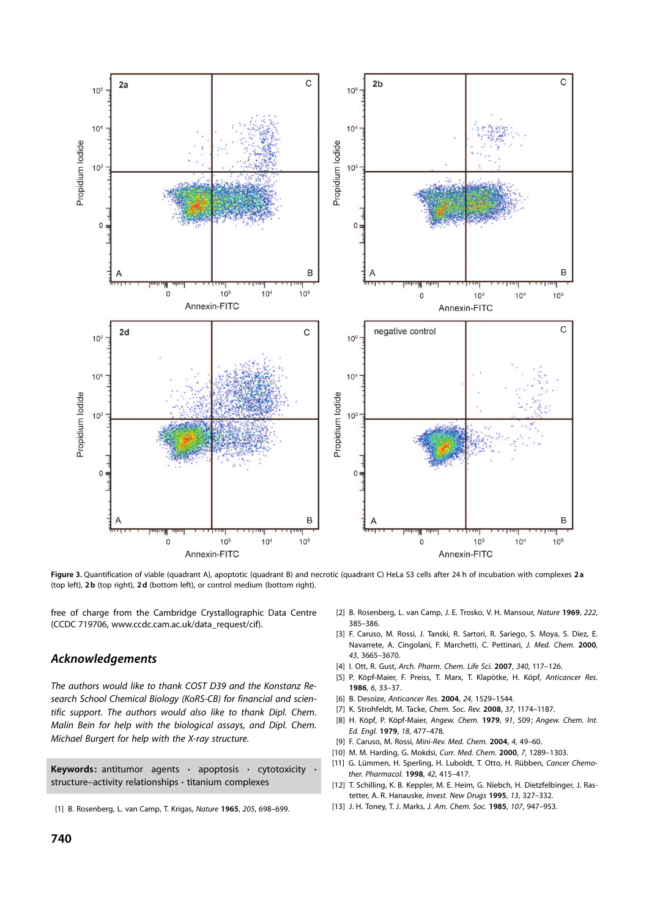Figure 3. Quantification of viable (quadrant A), apoptotic (quadrant B) and necrotic (quadrant C) HeLa S3 cells after 24 h of incubation with complexes **2a** (top left), **2b** (top right), **2d** (bottom left), or control medium (bottom right).

free of charge from the Cambridge Crystallographic Data Centre (CCDC 719706, www.ccdc.cam.ac.uk/data_request/cif).

## Acknowledgements

*The authors would like to thank COST D39 and the Konstanz Research School Chemical Biology (KoRS-CB) for financial and scientific support. The authors would also like to thank Dipl. Chem. Malin Bein for help with the biological assays, and Dipl. Chem. Michael Burgert for help with the X-ray structure.*

**Keywords:** antitumor agents · apoptosis · cytotoxicity · structure–activity relationships · titanium complexes

[1] B. Rosenberg, L. van Camp, T. Krigas, *Nature* **1965**, *205*, 698–699.

[2] B. Rosenberg, L. van Camp, J. E. Trosko, V. H. Mansour, *Nature* **1969**, *222*, 385–386.

[3] F. Caruso, M. Rossi, J. Tanski, R. Sartori, R. Sariego, S. Moya, S. Diez, E. Navarrete, A. Cingolani, F. Marchetti, C. Pettinari, *J. Med. Chem.* **2000**, *43*, 3665–3670.

[4] I. Ott, R. Gust, *Arch. Pharm. Chem. Life Sci.* **2007**, *340*, 117–126.

[5] P. Köpf-Maier, F. Preiss, T. Marx, T. Klapötke, H. Köpf, *Anticancer Res.* **1986**, *6*, 33–37.

[6] B. Desoize, *Anticancer Res.* **2004**, *24*, 1529–1544.

[7] K. Strohfeldt, M. Tacke, *Chem. Soc. Rev.* **2008**, *37*, 1174–1187.

[8] H. Köpf, P. Köpf-Maier, *Angew. Chem.* **1979**, *91*, 509; *Angew. Chem. Int. Ed. Engl.* **1979**, *18*, 477–478.

[9] F. Caruso, M. Rossi, *Mini-Rev. Med. Chem.* **2004**, *4*, 49–60.

[10] M. M. Harding, G. Mokdsi, *Curr. Med. Chem.* **2000**, *7*, 1289–1303.

[11] G. Lümmen, H. Sperling, H. Luboldt, T. Otto, H. Rübben, *Cancer Chemother. Pharmacol.* **1998**, *42*, 415–417.

[12] T. Schilling, K. B. Keppler, M. E. Heim, G. Niebch, H. Dietzfelbinger, J. Rastetter, A. R. Hanauske, *Invest. New Drugs* **1995**, *13*, 327–332.

[13] J. H. Toney, T. J. Marks, *J. Am. Chem. Soc.* **1985**, *107*, 947–953.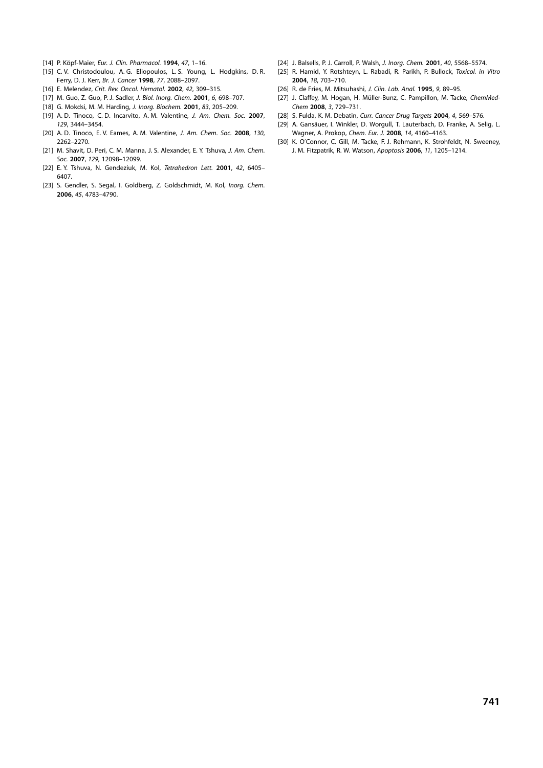[14] P. Köpf-Maier, *Eur. J. Clin. Pharmacol.* **1994**, *47*, 1–16.

[15] C. V. Christodoulou, A. G. Eliopoulos, L. S. Young, L. Hodgkins, D. R. Ferry, D. J. Kerr, *Br. J. Cancer* **1998**, *77*, 2088–2097.

[16] E. Melendez, *Crit. Rev. Oncol. Hematol.* **2002**, *42*, 309–315.

[17] M. Guo, Z. Guo, P. J. Sadler, *J. Biol. Inorg. Chem.* **2001**, *6*, 698–707.

[18] G. Mokdsi, M. M. Harding, *J. Inorg. Biochem.* **2001**, *83*, 205–209.

[19] A. D. Tinoco, C. D. Incarvito, A. M. Valentine, *J. Am. Chem. Soc.* **2007**, *129*, 3444–3454.

[20] A. D. Tinoco, E. V. Eames, A. M. Valentine, *J. Am. Chem. Soc.* **2008**, *130*, 2262–2270.

[21] M. Shavit, D. Peri, C. M. Manna, J. S. Alexander, E. Y. Tshuva, *J. Am. Chem. Soc.* **2007**, *129*, 12098–12099.

[22] E. Y. Tshuva, N. Gendeziuk, M. Kol, *Tetrahedron Lett.* **2001**, *42*, 6405–6407.

[23] S. Gendler, S. Segal, I. Goldberg, Z. Goldschmidt, M. Kol, *Inorg. Chem.* **2006**, *45*, 4783–4790.

[24] J. Balsells, P. J. Carroll, P. Walsh, *J. Inorg. Chem.* **2001**, *40*, 5568–5574.

[25] R. Hamid, Y. Rotshteyn, L. Rabadi, R. Parikh, P. Bullock, *Toxicol. in Vitro* **2004**, *18*, 703–710.

[26] R. de Fries, M. Mitsuhashi, *J. Clin. Lab. Anal.* **1995**, *9*, 89–95.

[27] J. Claffey, M. Hogan, H. Müller-Bunz, C. Pampillon, M. Tacke, *ChemMedChem* **2008**, *3*, 729–731.

[28] S. Fulda, K. M. Debatin, *Curr. Cancer Drug Targets* **2004**, *4*, 569–576.

[29] A. Gansäuer, I. Winkler, D. Worgull, T. Lauterbach, D. Franke, A. Selig, L. Wagner, A. Prokop, *Chem. Eur. J.* **2008**, *14*, 4160–4163.

[30] K. O'Connor, C. Gill, M. Tacke, F. J. Rehmann, K. Strohfeldt, N. Sweeney, J. M. Fitzpatrik, R. W. Watson, *Apoptosis* **2006**, *11*, 1205–1214.